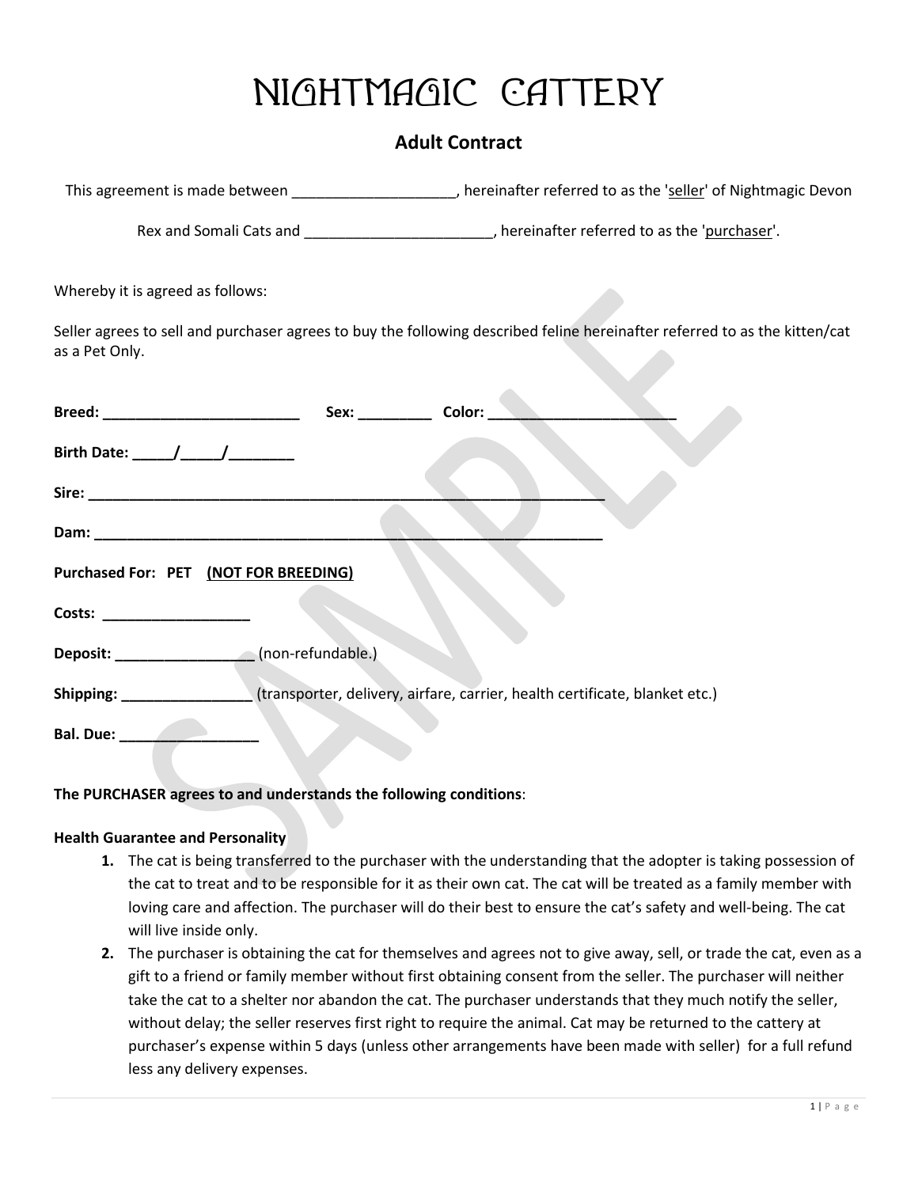# NIGHTMAGIC CATTERY

## Adult Contract

This agreement is made between ____________________, hereinafter referred to as the 'seller' of Nightmagic Devon Rex and Somali Cats and ________________________, hereinafter referred to as the 'purchaser'.

Whereby it is agreed as follows:

Seller agrees to sell and purchaser agrees to buy the following described feline hereinafter referred to as the kitten/cat as a Pet Only.

**Breed: _________________________** **Sex: _________** **Color: ________________________**

**Birth Date: _____/_____/________**

**Sire: _________________________________________________________________**

**Dam: _________________________________________________________________**

**Purchased For: PET** **(NOT FOR BREEDING)**

**Costs: __________________**

**Deposit: _________________** (non-refundable.)

**Shipping: ________________** (transporter, delivery, airfare, carrier, health certificate, blanket etc.)

**Bal. Due: _________________**

**The PURCHASER agrees to and understands the following conditions**:

**Health Guarantee and Personality**

1. The cat is being transferred to the purchaser with the understanding that the adopter is taking possession of the cat to treat and to be responsible for it as their own cat. The cat will be treated as a family member with loving care and affection. The purchaser will do their best to ensure the cat's safety and well-being. The cat will live inside only.
2. The purchaser is obtaining the cat for themselves and agrees not to give away, sell, or trade the cat, even as a gift to a friend or family member without first obtaining consent from the seller. The purchaser will neither take the cat to a shelter nor abandon the cat. The purchaser understands that they much notify the seller, without delay; the seller reserves first right to require the animal. Cat may be returned to the cattery at purchaser's expense within 5 days (unless other arrangements have been made with seller) for a full refund less any delivery expenses.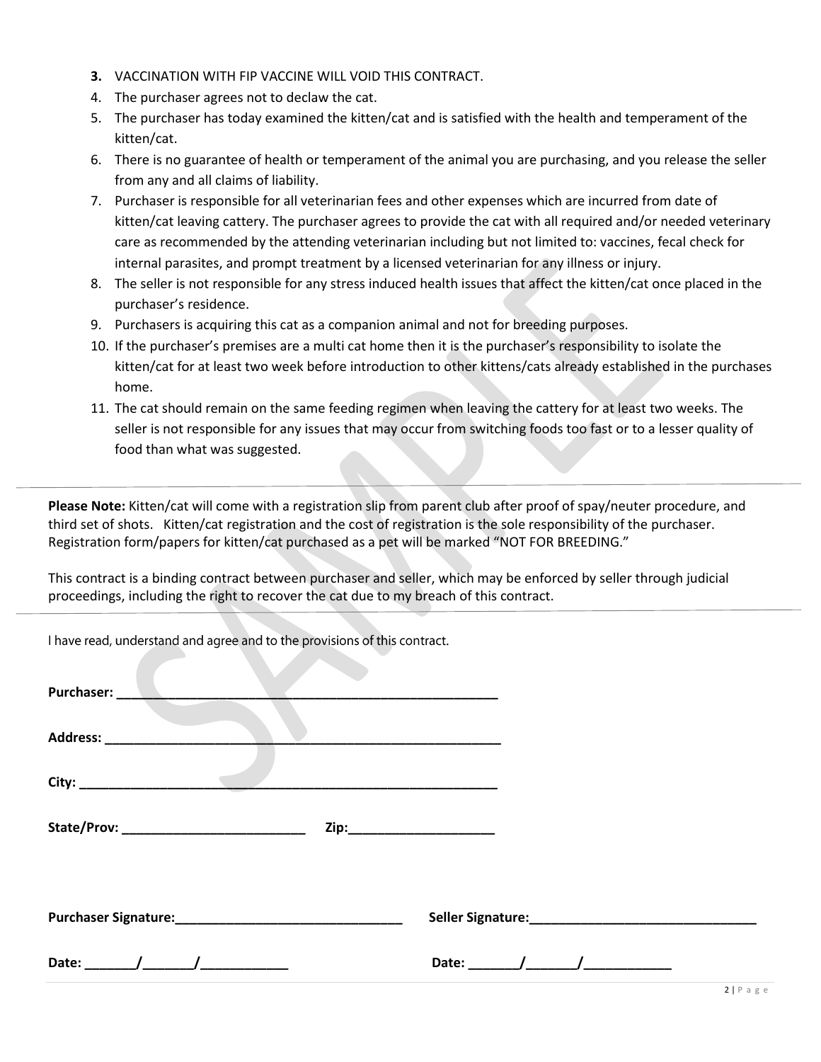3. **VACCINATION WITH FIP VACCINE WILL VOID THIS CONTRACT.**
4. The purchaser agrees not to declaw the cat.
5. The purchaser has today examined the kitten/cat and is satisfied with the health and temperament of the kitten/cat.
6. There is no guarantee of health or temperament of the animal you are purchasing, and you release the seller from any and all claims of liability.
7. Purchaser is responsible for all veterinarian fees and other expenses which are incurred from date of kitten/cat leaving cattery. The purchaser agrees to provide the cat with all required and/or needed veterinary care as recommended by the attending veterinarian including but not limited to: vaccines, fecal check for internal parasites, and prompt treatment by a licensed veterinarian for any illness or injury.
8. The seller is not responsible for any stress induced health issues that affect the kitten/cat once placed in the purchaser's residence.
9. Purchasers is acquiring this cat as a companion animal and not for breeding purposes.
10. If the purchaser's premises are a multi cat home then it is the purchaser's responsibility to isolate the kitten/cat for at least two week before introduction to other kittens/cats already established in the purchases home.
11. The cat should remain on the same feeding regimen when leaving the cattery for at least two weeks. The seller is not responsible for any issues that may occur from switching foods too fast or to a lesser quality of food than what was suggested.

---

**Please Note:** Kitten/cat will come with a registration slip from parent club after proof of spay/neuter procedure, and third set of shots. Kitten/cat registration and the cost of registration is the sole responsibility of the purchaser. Registration form/papers for kitten/cat purchased as a pet will be marked "NOT FOR BREEDING."

This contract is a binding contract between purchaser and seller, which may be enforced by seller through judicial proceedings, including the right to recover the cat due to my breach of this contract.

---

I have read, understand and agree and to the provisions of this contract.

**Purchaser:** ____________________________________________________

**Address:** ______________________________________________________

**City:** _________________________________________________________

**State/Prov:** _________________________ **Zip:**___________________

**Purchaser Signature:**______________________________ **Seller Signature:**______________________________

**Date:** _______/_______/____________ **Date:** _______/_______/____________